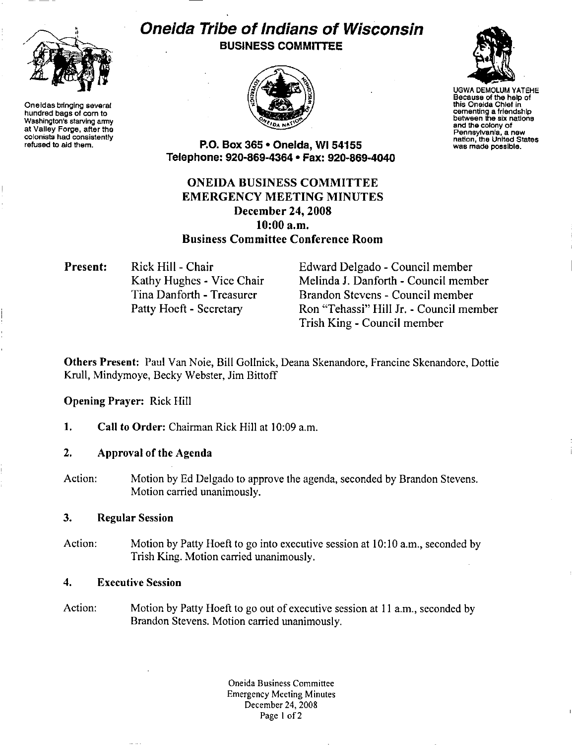# Oneida Tribe of Indians of Wisconsin

**BUSINESS COMMITTEE**

Oneidas bringing several hundred bags of corn to Washington's starving army at Valley Forge, after the colonists had consistently refused to aid them.

UGWA DEMOLUM YATEHE
Because of the help of this Oneida Chief in cementing a friendship between the six nations and the colony of Pennsylvania, a new nation, the United States was made possible.

**P.O. Box 365 • Oneida, WI 54155**
**Telephone: 920-869-4364 • Fax: 920-869-4040**

## ONEIDA BUSINESS COMMITTEE
## EMERGENCY MEETING MINUTES
## December 24, 2008
## 10:00 a.m.
## Business Committee Conference Room

**Present:**

Rick Hill - Chair
Kathy Hughes - Vice Chair
Tina Danforth - Treasurer
Patty Hoeft - Secretary
Edward Delgado - Council member
Melinda J. Danforth - Council member
Brandon Stevens - Council member
Ron "Tehassi" Hill Jr. - Council member
Trish King - Council member

**Others Present:** Paul Van Noie, Bill Gollnick, Deana Skenandore, Francine Skenandore, Dottie Krull, Mindymoye, Becky Webster, Jim Bittoff

**Opening Prayer:** Rick Hill

1. **Call to Order:** Chairman Rick Hill at 10:09 a.m.

2. **Approval of the Agenda**

Action: Motion by Ed Delgado to approve the agenda, seconded by Brandon Stevens. Motion carried unanimously.

3. **Regular Session**

Action: Motion by Patty Hoeft to go into executive session at 10:10 a.m., seconded by Trish King. Motion carried unanimously.

4. **Executive Session**

Action: Motion by Patty Hoeft to go out of executive session at 11 a.m., seconded by Brandon Stevens. Motion carried unanimously.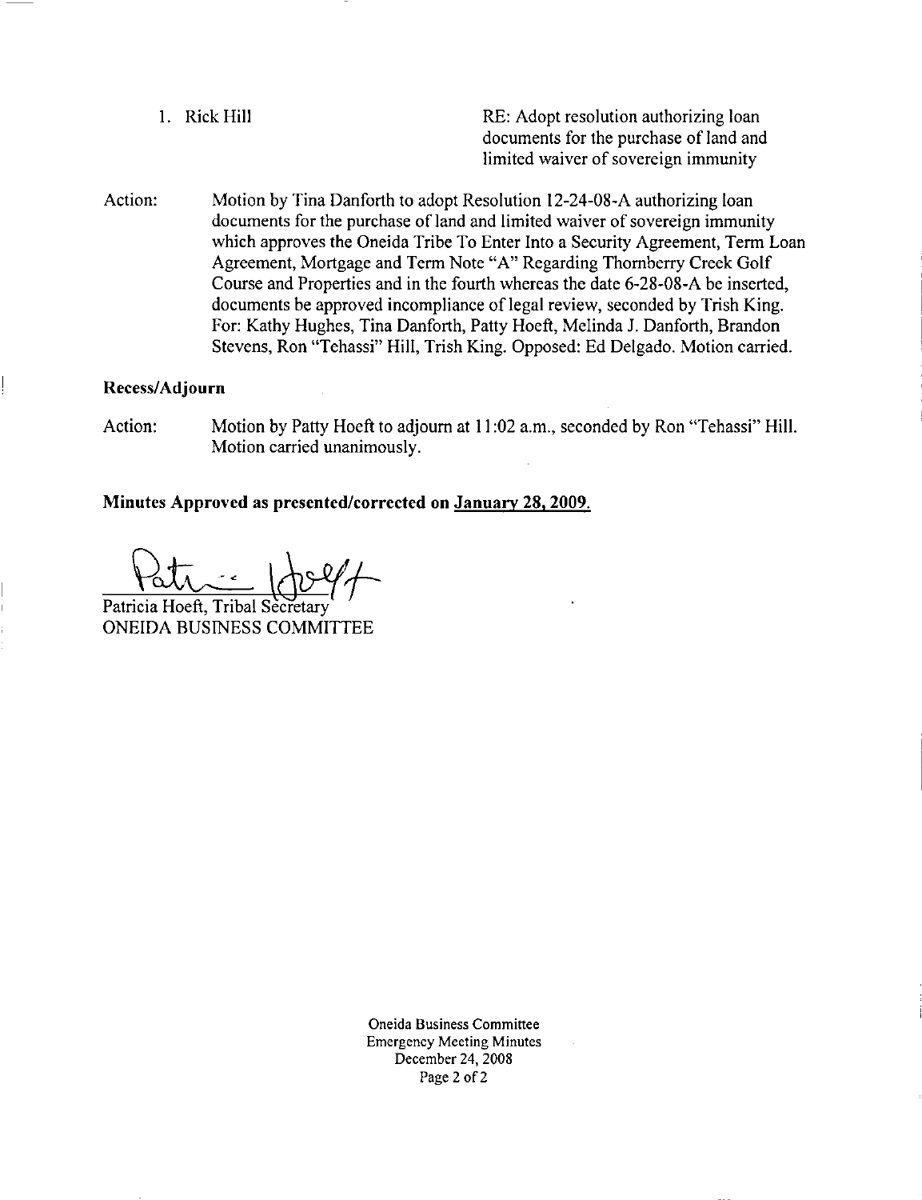1. Rick Hill — RE: Adopt resolution authorizing loan documents for the purchase of land and limited waiver of sovereign immunity

Action: Motion by Tina Danforth to adopt Resolution 12-24-08-A authorizing loan documents for the purchase of land and limited waiver of sovereign immunity which approves the Oneida Tribe To Enter Into a Security Agreement, Term Loan Agreement, Mortgage and Term Note "A" Regarding Thornberry Creek Golf Course and Properties and in the fourth whereas the date 6-28-08-A be inserted, documents be approved incompliance of legal review, seconded by Trish King. For: Kathy Hughes, Tina Danforth, Patty Hoeft, Melinda J. Danforth, Brandon Stevens, Ron "Tehassi" Hill, Trish King. Opposed: Ed Delgado. Motion carried.

**Recess/Adjourn**

Action: Motion by Patty Hoeft to adjourn at 11:02 a.m., seconded by Ron "Tehassi" Hill. Motion carried unanimously.

**Minutes Approved as presented/corrected on January 28, 2009.**

Patricia Hoeft, Tribal Secretary
ONEIDA BUSINESS COMMITTEE

Oneida Business Committee
Emergency Meeting Minutes
December 24, 2008